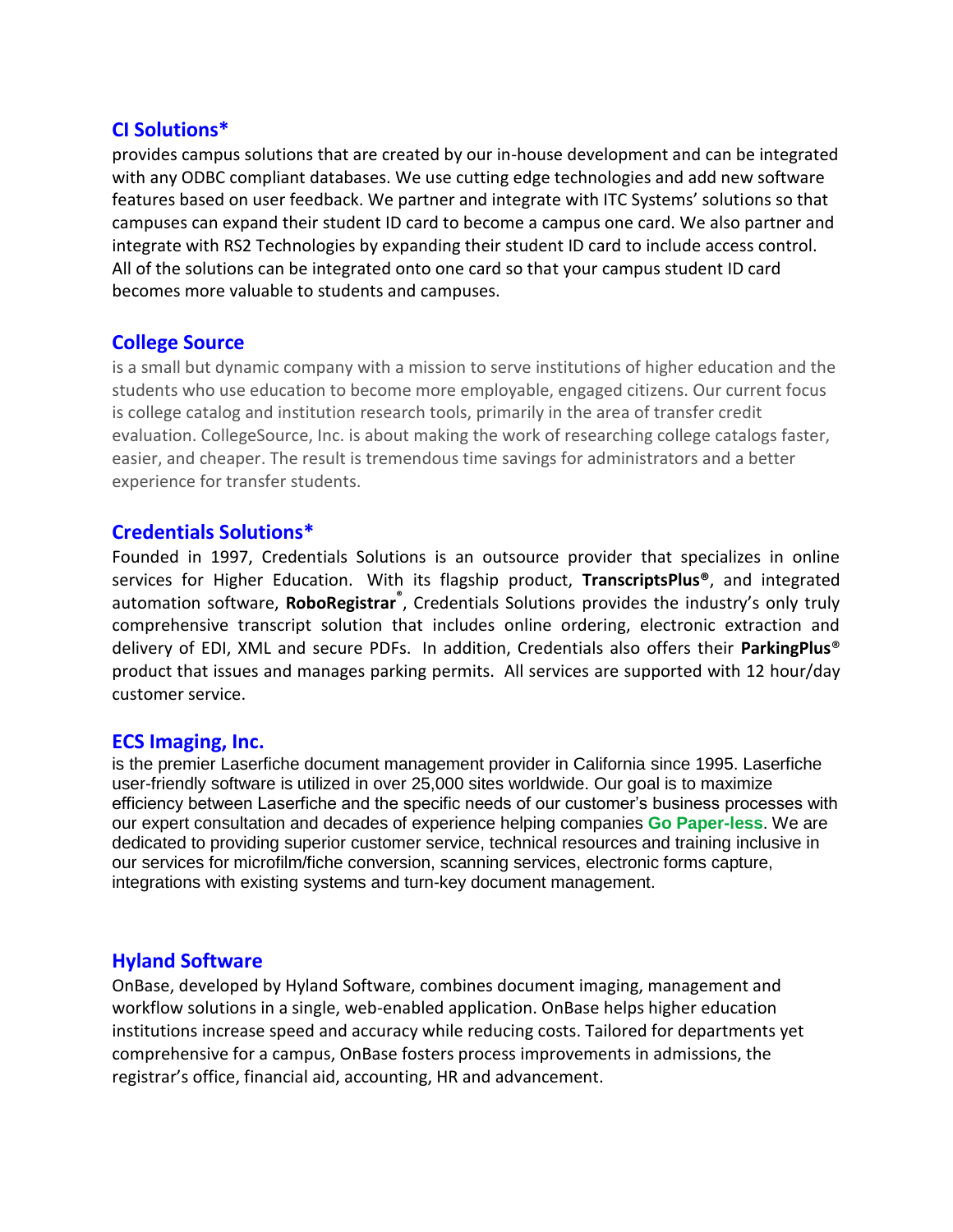## CI Solutions*

provides campus solutions that are created by our in-house development and can be integrated with any ODBC compliant databases. We use cutting edge technologies and add new software features based on user feedback. We partner and integrate with ITC Systems' solutions so that campuses can expand their student ID card to become a campus one card. We also partner and integrate with RS2 Technologies by expanding their student ID card to include access control. All of the solutions can be integrated onto one card so that your campus student ID card becomes more valuable to students and campuses.

## College Source

is a small but dynamic company with a mission to serve institutions of higher education and the students who use education to become more employable, engaged citizens. Our current focus is college catalog and institution research tools, primarily in the area of transfer credit evaluation. CollegeSource, Inc. is about making the work of researching college catalogs faster, easier, and cheaper. The result is tremendous time savings for administrators and a better experience for transfer students.

## Credentials Solutions*

Founded in 1997, Credentials Solutions is an outsource provider that specializes in online services for Higher Education. With its flagship product, **TranscriptsPlus®**, and integrated automation software, **RoboRegistrar®**, Credentials Solutions provides the industry's only truly comprehensive transcript solution that includes online ordering, electronic extraction and delivery of EDI, XML and secure PDFs. In addition, Credentials also offers their **ParkingPlus®** product that issues and manages parking permits. All services are supported with 12 hour/day customer service.

## ECS Imaging, Inc.

is the premier Laserfiche document management provider in California since 1995. Laserfiche user-friendly software is utilized in over 25,000 sites worldwide. Our goal is to maximize efficiency between Laserfiche and the specific needs of our customer's business processes with our expert consultation and decades of experience helping companies **Go Paper-less**. We are dedicated to providing superior customer service, technical resources and training inclusive in our services for microfilm/fiche conversion, scanning services, electronic forms capture, integrations with existing systems and turn-key document management.

## Hyland Software

OnBase, developed by Hyland Software, combines document imaging, management and workflow solutions in a single, web-enabled application. OnBase helps higher education institutions increase speed and accuracy while reducing costs. Tailored for departments yet comprehensive for a campus, OnBase fosters process improvements in admissions, the registrar's office, financial aid, accounting, HR and advancement.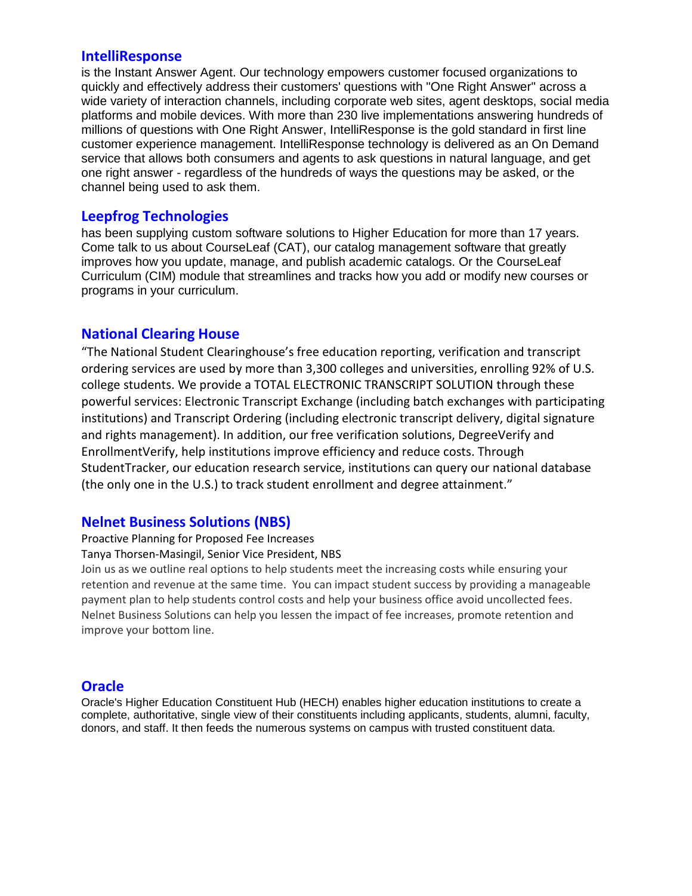## IntelliResponse

is the Instant Answer Agent. Our technology empowers customer focused organizations to quickly and effectively address their customers' questions with "One Right Answer" across a wide variety of interaction channels, including corporate web sites, agent desktops, social media platforms and mobile devices. With more than 230 live implementations answering hundreds of millions of questions with One Right Answer, IntelliResponse is the gold standard in first line customer experience management. IntelliResponse technology is delivered as an On Demand service that allows both consumers and agents to ask questions in natural language, and get one right answer - regardless of the hundreds of ways the questions may be asked, or the channel being used to ask them.

## Leepfrog Technologies

has been supplying custom software solutions to Higher Education for more than 17 years. Come talk to us about CourseLeaf (CAT), our catalog management software that greatly improves how you update, manage, and publish academic catalogs. Or the CourseLeaf Curriculum (CIM) module that streamlines and tracks how you add or modify new courses or programs in your curriculum.

## National Clearing House

"The National Student Clearinghouse's free education reporting, verification and transcript ordering services are used by more than 3,300 colleges and universities, enrolling 92% of U.S. college students. We provide a TOTAL ELECTRONIC TRANSCRIPT SOLUTION through these powerful services: Electronic Transcript Exchange (including batch exchanges with participating institutions) and Transcript Ordering (including electronic transcript delivery, digital signature and rights management). In addition, our free verification solutions, DegreeVerify and EnrollmentVerify, help institutions improve efficiency and reduce costs. Through StudentTracker, our education research service, institutions can query our national database (the only one in the U.S.) to track student enrollment and degree attainment."

## Nelnet Business Solutions (NBS)

Proactive Planning for Proposed Fee Increases

Tanya Thorsen-Masingil, Senior Vice President, NBS

Join us as we outline real options to help students meet the increasing costs while ensuring your retention and revenue at the same time. You can impact student success by providing a manageable payment plan to help students control costs and help your business office avoid uncollected fees. Nelnet Business Solutions can help you lessen the impact of fee increases, promote retention and improve your bottom line.

## Oracle

Oracle's Higher Education Constituent Hub (HECH) enables higher education institutions to create a complete, authoritative, single view of their constituents including applicants, students, alumni, faculty, donors, and staff. It then feeds the numerous systems on campus with trusted constituent data.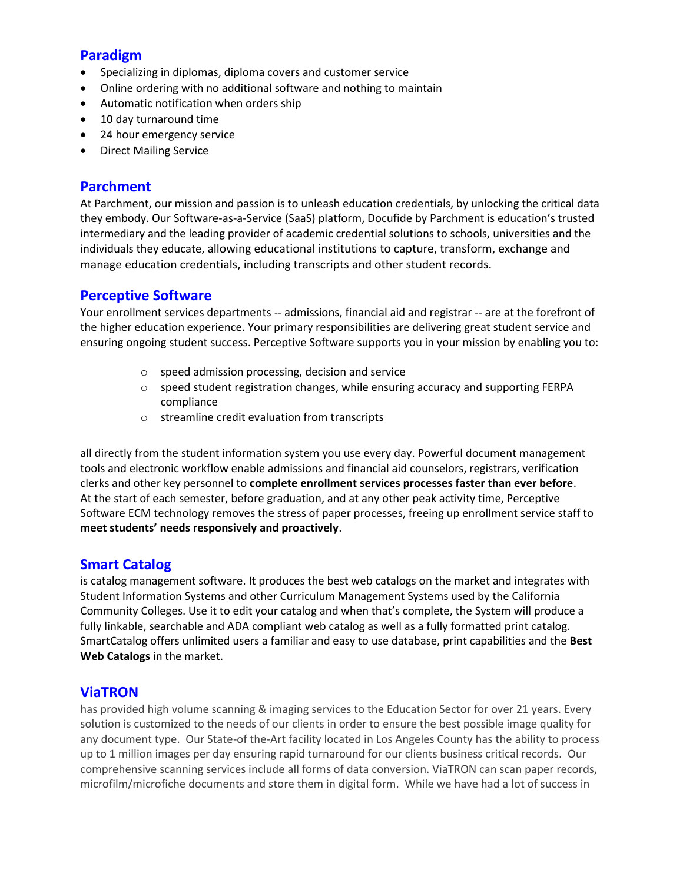## Paradigm

- Specializing in diplomas, diploma covers and customer service
- Online ordering with no additional software and nothing to maintain
- Automatic notification when orders ship
- 10 day turnaround time
- 24 hour emergency service
- Direct Mailing Service

## Parchment

At Parchment, our mission and passion is to unleash education credentials, by unlocking the critical data they embody. Our Software-as-a-Service (SaaS) platform, Docufide by Parchment is education's trusted intermediary and the leading provider of academic credential solutions to schools, universities and the individuals they educate, allowing educational institutions to capture, transform, exchange and manage education credentials, including transcripts and other student records.

## Perceptive Software

Your enrollment services departments -- admissions, financial aid and registrar -- are at the forefront of the higher education experience. Your primary responsibilities are delivering great student service and ensuring ongoing student success. Perceptive Software supports you in your mission by enabling you to:

- speed admission processing, decision and service
- speed student registration changes, while ensuring accuracy and supporting FERPA compliance
- streamline credit evaluation from transcripts

all directly from the student information system you use every day. Powerful document management tools and electronic workflow enable admissions and financial aid counselors, registrars, verification clerks and other key personnel to **complete enrollment services processes faster than ever before**. At the start of each semester, before graduation, and at any other peak activity time, Perceptive Software ECM technology removes the stress of paper processes, freeing up enrollment service staff to **meet students' needs responsively and proactively**.

## Smart Catalog

is catalog management software. It produces the best web catalogs on the market and integrates with Student Information Systems and other Curriculum Management Systems used by the California Community Colleges. Use it to edit your catalog and when that's complete, the System will produce a fully linkable, searchable and ADA compliant web catalog as well as a fully formatted print catalog. SmartCatalog offers unlimited users a familiar and easy to use database, print capabilities and the **Best Web Catalogs** in the market.

## ViaTRON

has provided high volume scanning & imaging services to the Education Sector for over 21 years. Every solution is customized to the needs of our clients in order to ensure the best possible image quality for any document type. Our State-of-the-Art facility located in Los Angeles County has the ability to process up to 1 million images per day ensuring rapid turnaround for our clients business critical records. Our comprehensive scanning services include all forms of data conversion. ViaTRON can scan paper records, microfilm/microfiche documents and store them in digital form. While we have had a lot of success in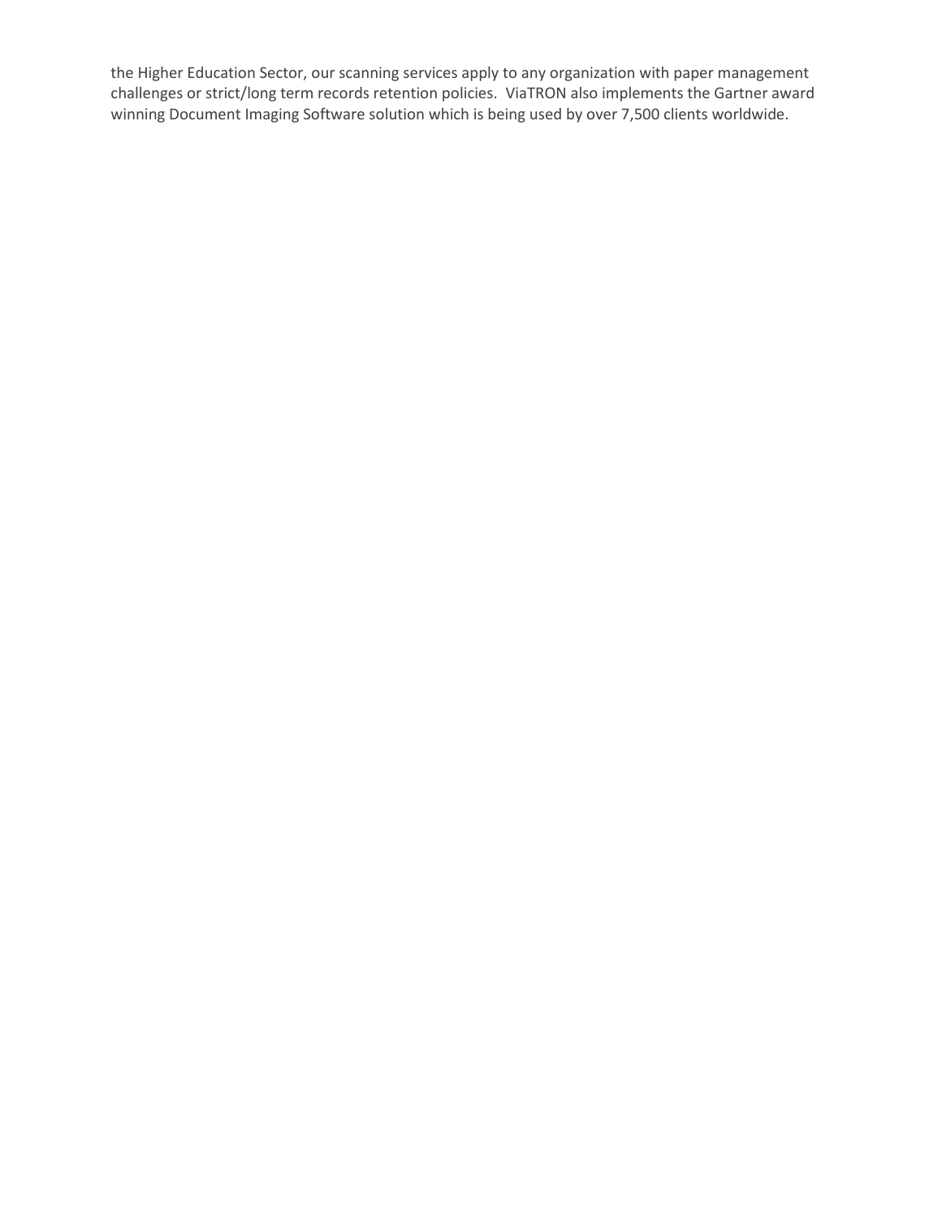the Higher Education Sector, our scanning services apply to any organization with paper management challenges or strict/long term records retention policies. ViaTRON also implements the Gartner award winning Document Imaging Software solution which is being used by over 7,500 clients worldwide.